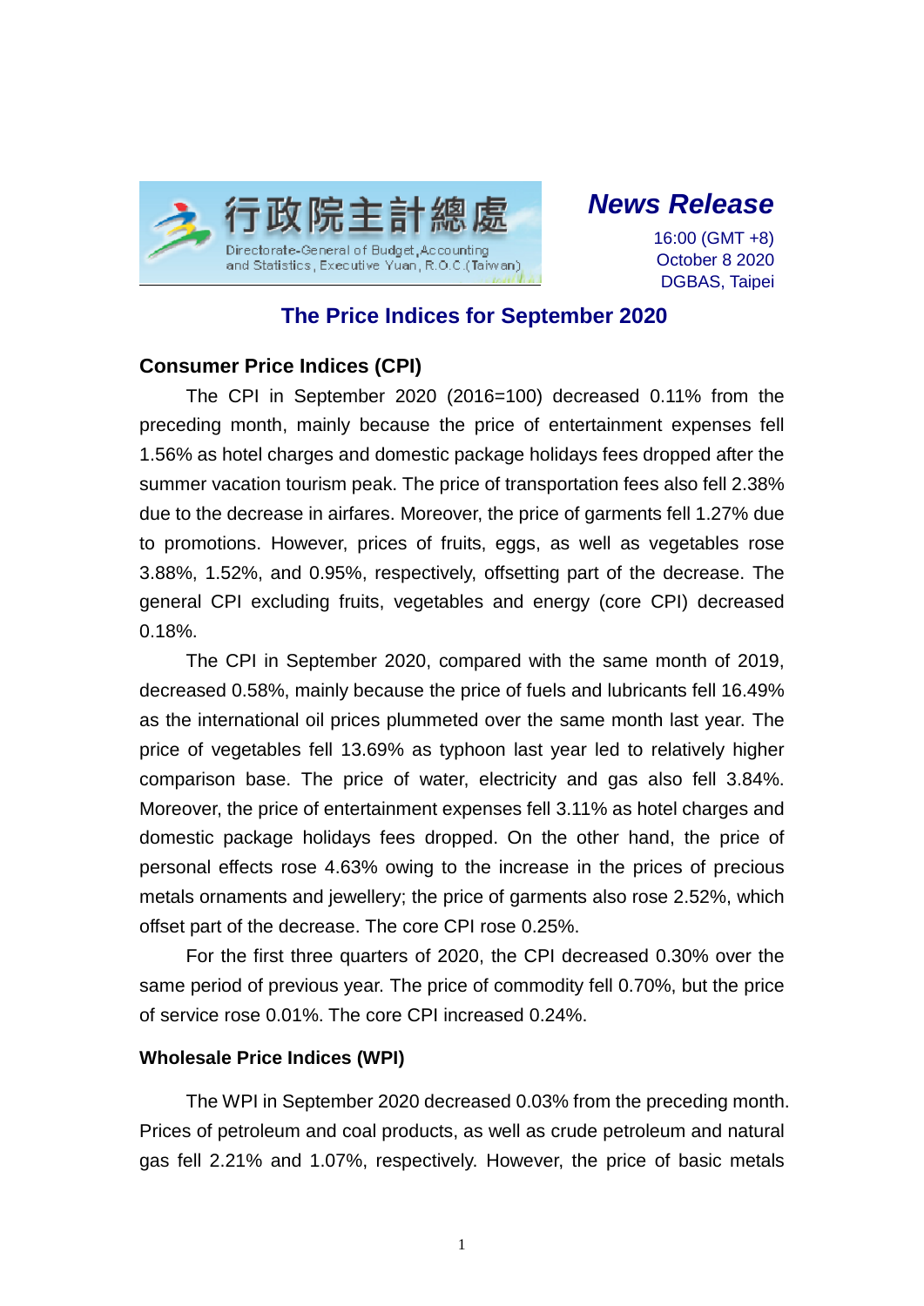行政院主計總處

Directorate-General of Budget, Accounting and Statistics, Executive Yuan, R.O.C. (Taiwan)

***News Release***

16:00 (GMT +8)
October 8 2020
DGBAS, Taipei

# The Price Indices for September 2020

## Consumer Price Indices (CPI)

The CPI in September 2020 (2016=100) decreased 0.11% from the preceding month, mainly because the price of entertainment expenses fell 1.56% as hotel charges and domestic package holidays fees dropped after the summer vacation tourism peak. The price of transportation fees also fell 2.38% due to the decrease in airfares. Moreover, the price of garments fell 1.27% due to promotions. However, prices of fruits, eggs, as well as vegetables rose 3.88%, 1.52%, and 0.95%, respectively, offsetting part of the decrease. The general CPI excluding fruits, vegetables and energy (core CPI) decreased 0.18%.

The CPI in September 2020, compared with the same month of 2019, decreased 0.58%, mainly because the price of fuels and lubricants fell 16.49% as the international oil prices plummeted over the same month last year. The price of vegetables fell 13.69% as typhoon last year led to relatively higher comparison base. The price of water, electricity and gas also fell 3.84%. Moreover, the price of entertainment expenses fell 3.11% as hotel charges and domestic package holidays fees dropped. On the other hand, the price of personal effects rose 4.63% owing to the increase in the prices of precious metals ornaments and jewellery; the price of garments also rose 2.52%, which offset part of the decrease. The core CPI rose 0.25%.

For the first three quarters of 2020, the CPI decreased 0.30% over the same period of previous year. The price of commodity fell 0.70%, but the price of service rose 0.01%. The core CPI increased 0.24%.

## Wholesale Price Indices (WPI)

The WPI in September 2020 decreased 0.03% from the preceding month. Prices of petroleum and coal products, as well as crude petroleum and natural gas fell 2.21% and 1.07%, respectively. However, the price of basic metals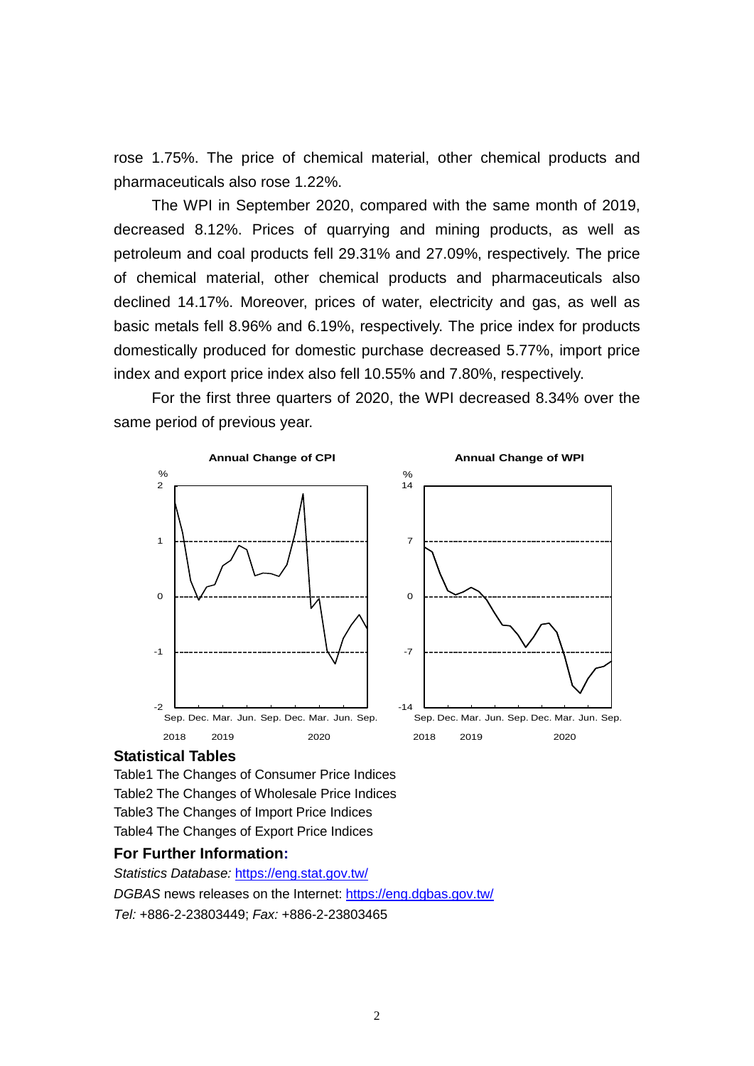rose 1.75%. The price of chemical material, other chemical products and pharmaceuticals also rose 1.22%.

The WPI in September 2020, compared with the same month of 2019, decreased 8.12%. Prices of quarrying and mining products, as well as petroleum and coal products fell 29.31% and 27.09%, respectively. The price of chemical material, other chemical products and pharmaceuticals also declined 14.17%. Moreover, prices of water, electricity and gas, as well as basic metals fell 8.96% and 6.19%, respectively. The price index for products domestically produced for domestic purchase decreased 5.77%, import price index and export price index also fell 10.55% and 7.80%, respectively.

For the first three quarters of 2020, the WPI decreased 8.34% over the same period of previous year.

**Annual Change of CPI**

%
2
1
0
-1
-2
Sep. Dec. Mar. Jun. Sep. Dec. Mar. Jun. Sep.
2018 2019 2020

**Annual Change of WPI**

%
14
7
0
-7
-14
Sep. Dec. Mar. Jun. Sep. Dec. Mar. Jun. Sep.
2018 2019 2020

## Statistical Tables

Table1 The Changes of Consumer Price Indices
Table2 The Changes of Wholesale Price Indices
Table3 The Changes of Import Price Indices
Table4 The Changes of Export Price Indices

## For Further Information:

*Statistics Database:* https://eng.stat.gov.tw/
*DGBAS* news releases on the Internet: https://eng.dgbas.gov.tw/
*Tel:* +886-2-23803449; *Fax:* +886-2-23803465